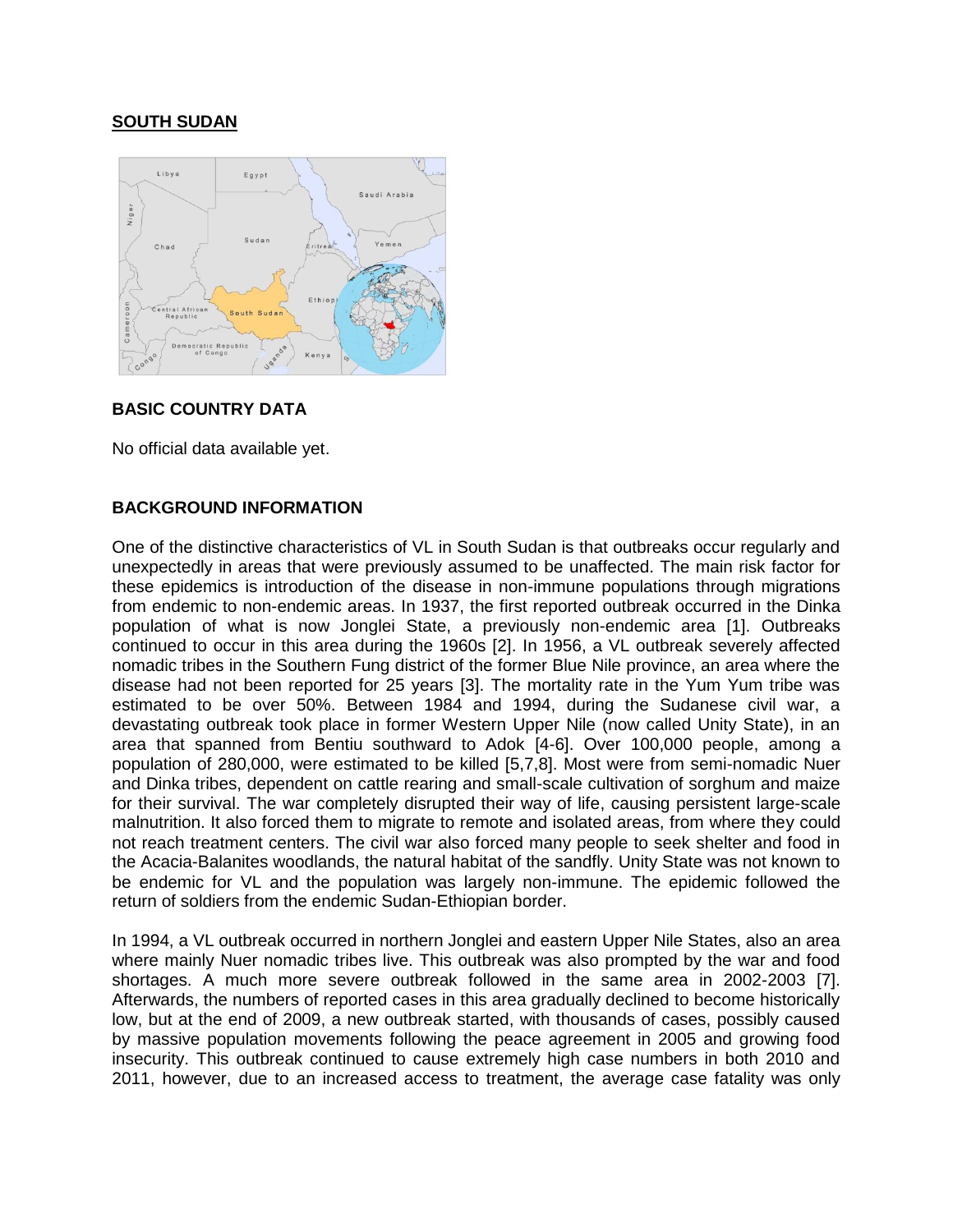**SOUTH SUDAN**

## BASIC COUNTRY DATA

No official data available yet.

## BACKGROUND INFORMATION

One of the distinctive characteristics of VL in South Sudan is that outbreaks occur regularly and unexpectedly in areas that were previously assumed to be unaffected. The main risk factor for these epidemics is introduction of the disease in non-immune populations through migrations from endemic to non-endemic areas. In 1937, the first reported outbreak occurred in the Dinka population of what is now Jonglei State, a previously non-endemic area [1]. Outbreaks continued to occur in this area during the 1960s [2]. In 1956, a VL outbreak severely affected nomadic tribes in the Southern Fung district of the former Blue Nile province, an area where the disease had not been reported for 25 years [3]. The mortality rate in the Yum Yum tribe was estimated to be over 50%. Between 1984 and 1994, during the Sudanese civil war, a devastating outbreak took place in former Western Upper Nile (now called Unity State), in an area that spanned from Bentiu southward to Adok [4-6]. Over 100,000 people, among a population of 280,000, were estimated to be killed [5,7,8]. Most were from semi-nomadic Nuer and Dinka tribes, dependent on cattle rearing and small-scale cultivation of sorghum and maize for their survival. The war completely disrupted their way of life, causing persistent large-scale malnutrition. It also forced them to migrate to remote and isolated areas, from where they could not reach treatment centers. The civil war also forced many people to seek shelter and food in the Acacia-Balanites woodlands, the natural habitat of the sandfly. Unity State was not known to be endemic for VL and the population was largely non-immune. The epidemic followed the return of soldiers from the endemic Sudan-Ethiopian border.

In 1994, a VL outbreak occurred in northern Jonglei and eastern Upper Nile States, also an area where mainly Nuer nomadic tribes live. This outbreak was also prompted by the war and food shortages. A much more severe outbreak followed in the same area in 2002-2003 [7]. Afterwards, the numbers of reported cases in this area gradually declined to become historically low, but at the end of 2009, a new outbreak started, with thousands of cases, possibly caused by massive population movements following the peace agreement in 2005 and growing food insecurity. This outbreak continued to cause extremely high case numbers in both 2010 and 2011, however, due to an increased access to treatment, the average case fatality was only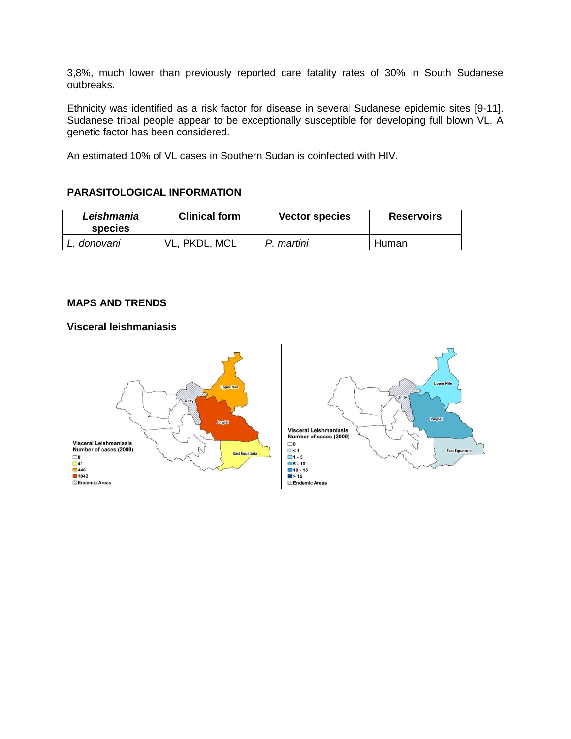3,8%, much lower than previously reported care fatality rates of 30% in South Sudanese outbreaks.

Ethnicity was identified as a risk factor for disease in several Sudanese epidemic sites [9-11]. Sudanese tribal people appear to be exceptionally susceptible for developing full blown VL. A genetic factor has been considered.

An estimated 10% of VL cases in Southern Sudan is coinfected with HIV.

## PARASITOLOGICAL INFORMATION

| *Leishmania* species | Clinical form | Vector species | Reservoirs |
|---|---|---|---|
| *L. donovani* | VL, PKDL, MCL | *P. martini* | Human |

## MAPS AND TRENDS

### Visceral leishmaniasis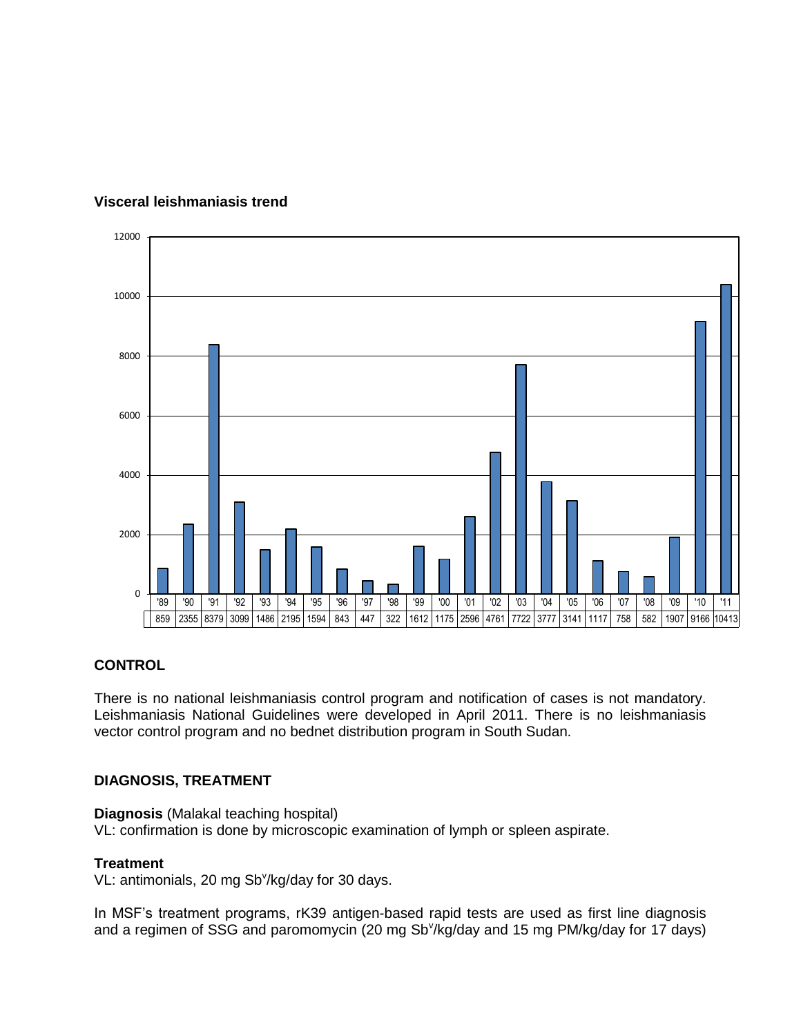**Visceral leishmaniasis trend**

| '89 | '90 | '91 | '92 | '93 | '94 | '95 | '96 | '97 | '98 | '99 | '00 | '01 | '02 | '03 | '04 | '05 | '06 | '07 | '08 | '09 | '10 | '11 |
|---|---|---|---|---|---|---|---|---|---|---|---|---|---|---|---|---|---|---|---|---|---|---|
| 859 | 2355 | 8379 | 3099 | 1486 | 2195 | 1594 | 843 | 447 | 322 | 1612 | 1175 | 2596 | 4761 | 7722 | 3777 | 3141 | 1117 | 758 | 582 | 1907 | 9166 | 10413 |

## CONTROL

There is no national leishmaniasis control program and notification of cases is not mandatory. Leishmaniasis National Guidelines were developed in April 2011. There is no leishmaniasis vector control program and no bednet distribution program in South Sudan.

## DIAGNOSIS, TREATMENT

**Diagnosis** (Malakal teaching hospital)
VL: confirmation is done by microscopic examination of lymph or spleen aspirate.

**Treatment**
VL: antimonials, 20 mg $Sb^v$/kg/day for 30 days.

In MSF's treatment programs, rK39 antigen-based rapid tests are used as first line diagnosis and a regimen of SSG and paromomycin (20 mg $Sb^v$/kg/day and 15 mg PM/kg/day for 17 days)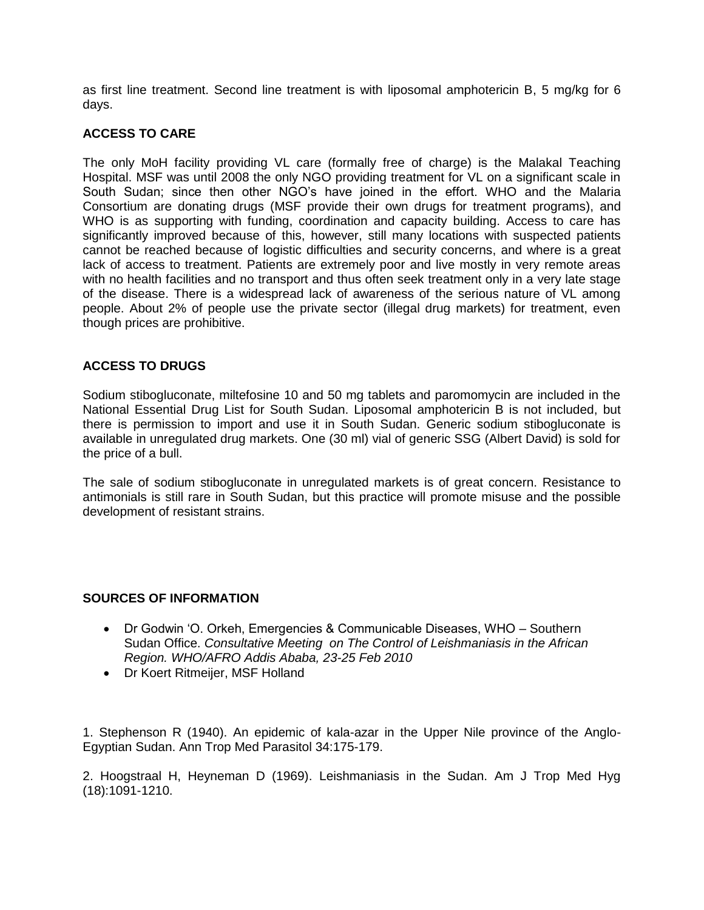as first line treatment. Second line treatment is with liposomal amphotericin B, 5 mg/kg for 6 days.

## ACCESS TO CARE

The only MoH facility providing VL care (formally free of charge) is the Malakal Teaching Hospital. MSF was until 2008 the only NGO providing treatment for VL on a significant scale in South Sudan; since then other NGO's have joined in the effort. WHO and the Malaria Consortium are donating drugs (MSF provide their own drugs for treatment programs), and WHO is as supporting with funding, coordination and capacity building. Access to care has significantly improved because of this, however, still many locations with suspected patients cannot be reached because of logistic difficulties and security concerns, and where is a great lack of access to treatment. Patients are extremely poor and live mostly in very remote areas with no health facilities and no transport and thus often seek treatment only in a very late stage of the disease. There is a widespread lack of awareness of the serious nature of VL among people. About 2% of people use the private sector (illegal drug markets) for treatment, even though prices are prohibitive.

## ACCESS TO DRUGS

Sodium stibogluconate, miltefosine 10 and 50 mg tablets and paromomycin are included in the National Essential Drug List for South Sudan. Liposomal amphotericin B is not included, but there is permission to import and use it in South Sudan. Generic sodium stibogluconate is available in unregulated drug markets. One (30 ml) vial of generic SSG (Albert David) is sold for the price of a bull.

The sale of sodium stibogluconate in unregulated markets is of great concern. Resistance to antimonials is still rare in South Sudan, but this practice will promote misuse and the possible development of resistant strains.

## SOURCES OF INFORMATION

- Dr Godwin 'O. Orkeh, Emergencies & Communicable Diseases, WHO – Southern Sudan Office. *Consultative Meeting on The Control of Leishmaniasis in the African Region. WHO/AFRO Addis Ababa, 23-25 Feb 2010*
- Dr Koert Ritmeijer, MSF Holland

1. Stephenson R (1940). An epidemic of kala-azar in the Upper Nile province of the Anglo-Egyptian Sudan. Ann Trop Med Parasitol 34:175-179.

2. Hoogstraal H, Heyneman D (1969). Leishmaniasis in the Sudan. Am J Trop Med Hyg (18):1091-1210.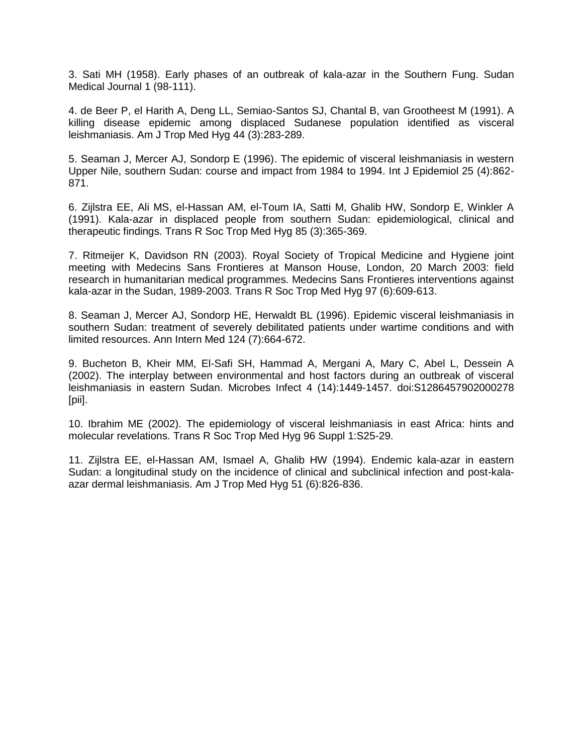3. Sati MH (1958). Early phases of an outbreak of kala-azar in the Southern Fung. Sudan Medical Journal 1 (98-111).

4. de Beer P, el Harith A, Deng LL, Semiao-Santos SJ, Chantal B, van Grootheest M (1991). A killing disease epidemic among displaced Sudanese population identified as visceral leishmaniasis. Am J Trop Med Hyg 44 (3):283-289.

5. Seaman J, Mercer AJ, Sondorp E (1996). The epidemic of visceral leishmaniasis in western Upper Nile, southern Sudan: course and impact from 1984 to 1994. Int J Epidemiol 25 (4):862-871.

6. Zijlstra EE, Ali MS, el-Hassan AM, el-Toum IA, Satti M, Ghalib HW, Sondorp E, Winkler A (1991). Kala-azar in displaced people from southern Sudan: epidemiological, clinical and therapeutic findings. Trans R Soc Trop Med Hyg 85 (3):365-369.

7. Ritmeijer K, Davidson RN (2003). Royal Society of Tropical Medicine and Hygiene joint meeting with Medecins Sans Frontieres at Manson House, London, 20 March 2003: field research in humanitarian medical programmes. Medecins Sans Frontieres interventions against kala-azar in the Sudan, 1989-2003. Trans R Soc Trop Med Hyg 97 (6):609-613.

8. Seaman J, Mercer AJ, Sondorp HE, Herwaldt BL (1996). Epidemic visceral leishmaniasis in southern Sudan: treatment of severely debilitated patients under wartime conditions and with limited resources. Ann Intern Med 124 (7):664-672.

9. Bucheton B, Kheir MM, El-Safi SH, Hammad A, Mergani A, Mary C, Abel L, Dessein A (2002). The interplay between environmental and host factors during an outbreak of visceral leishmaniasis in eastern Sudan. Microbes Infect 4 (14):1449-1457. doi:S1286457902000278 [pii].

10. Ibrahim ME (2002). The epidemiology of visceral leishmaniasis in east Africa: hints and molecular revelations. Trans R Soc Trop Med Hyg 96 Suppl 1:S25-29.

11. Zijlstra EE, el-Hassan AM, Ismael A, Ghalib HW (1994). Endemic kala-azar in eastern Sudan: a longitudinal study on the incidence of clinical and subclinical infection and post-kala-azar dermal leishmaniasis. Am J Trop Med Hyg 51 (6):826-836.